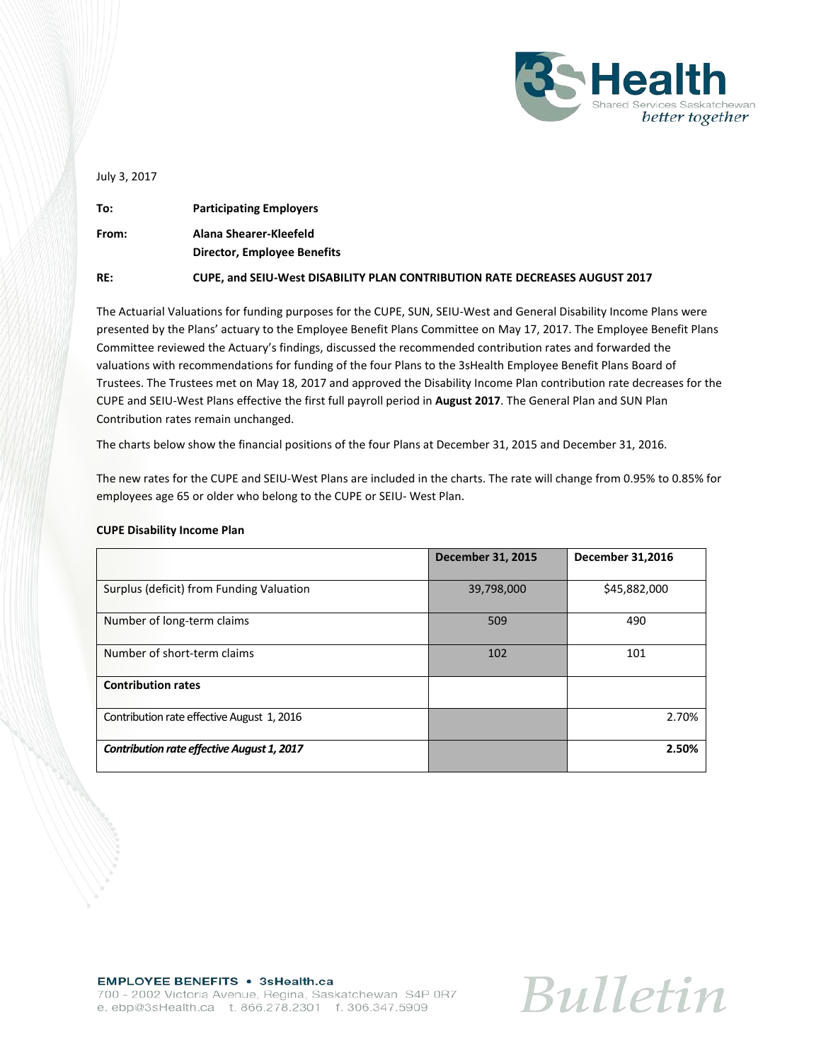July 3, 2017

**To:** **Participating Employers**

**From:** **Alana Shearer-Kleefeld**
**Director, Employee Benefits**

**RE:** **CUPE, and SEIU-West DISABILITY PLAN CONTRIBUTION RATE DECREASES AUGUST 2017**

The Actuarial Valuations for funding purposes for the CUPE, SUN, SEIU-West and General Disability Income Plans were presented by the Plans' actuary to the Employee Benefit Plans Committee on May 17, 2017. The Employee Benefit Plans Committee reviewed the Actuary's findings, discussed the recommended contribution rates and forwarded the valuations with recommendations for funding of the four Plans to the 3sHealth Employee Benefit Plans Board of Trustees. The Trustees met on May 18, 2017 and approved the Disability Income Plan contribution rate decreases for the CUPE and SEIU-West Plans effective the first full payroll period in **August 2017**. The General Plan and SUN Plan Contribution rates remain unchanged.

The charts below show the financial positions of the four Plans at December 31, 2015 and December 31, 2016.

The new rates for the CUPE and SEIU-West Plans are included in the charts. The rate will change from 0.95% to 0.85% for employees age 65 or older who belong to the CUPE or SEIU- West Plan.

**CUPE Disability Income Plan**

| | **December 31, 2015** | **December 31,2016** |
|---|---|---|
| Surplus (deficit) from Funding Valuation | 39,798,000 | $45,882,000 |
| Number of long-term claims | 509 | 490 |
| Number of short-term claims | 102 | 101 |
| **Contribution rates** | | |
| Contribution rate effective August 1, 2016 | | 2.70% |
| ***Contribution rate effective August 1, 2017*** | | **2.50%** |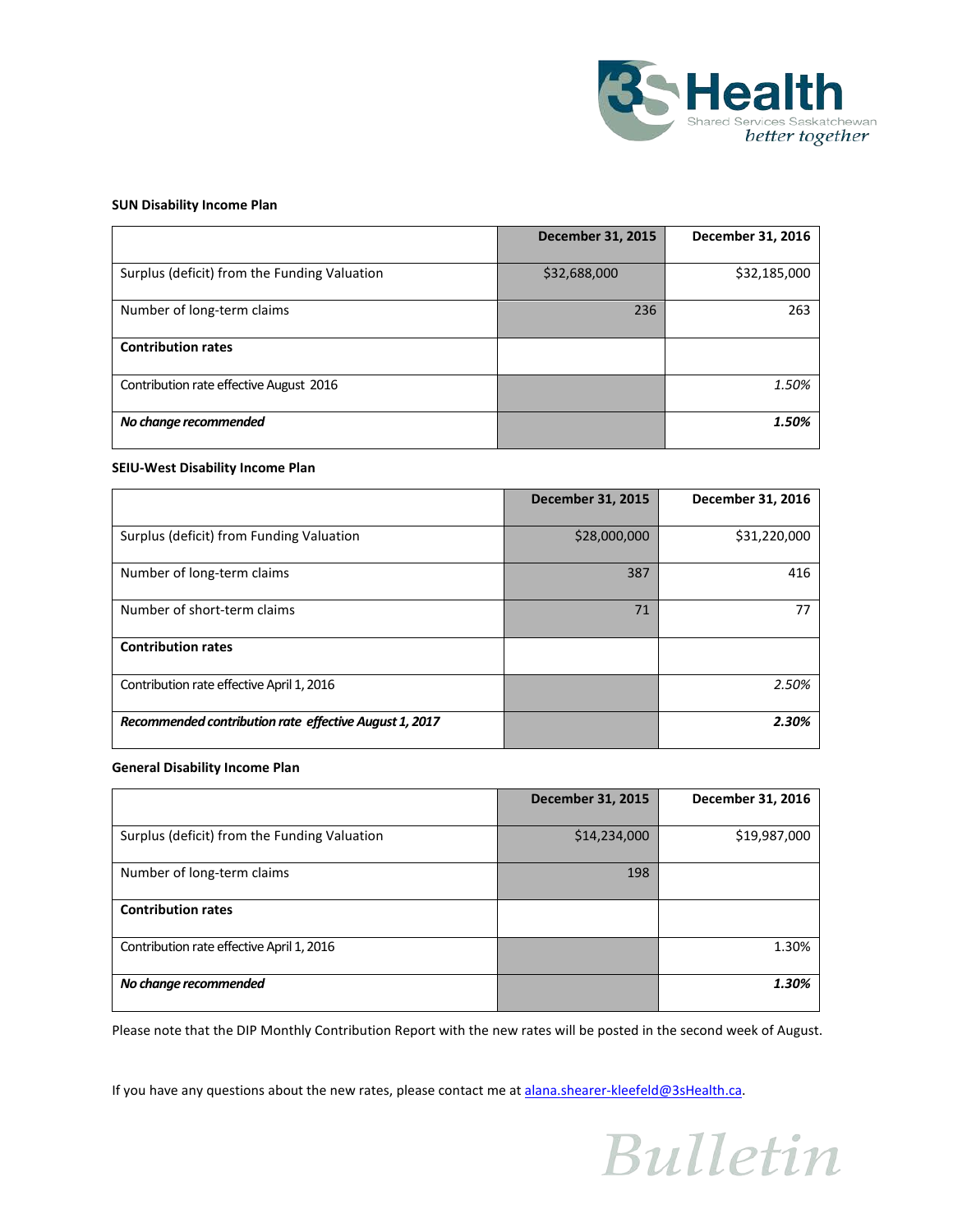**SUN Disability Income Plan**

| | December 31, 2015 | December 31, 2016 |
|---|---|---|
| Surplus (deficit) from the Funding Valuation | $32,688,000 | $32,185,000 |
| Number of long-term claims | 236 | 263 |
| **Contribution rates** | | |
| Contribution rate effective August 2016 | | *1.50%* |
| ***No change recommended*** | | ***1.50%*** |

**SEIU-West Disability Income Plan**

| | December 31, 2015 | December 31, 2016 |
|---|---|---|
| Surplus (deficit) from Funding Valuation | $28,000,000 | $31,220,000 |
| Number of long-term claims | 387 | 416 |
| Number of short-term claims | 71 | 77 |
| **Contribution rates** | | |
| Contribution rate effective April 1, 2016 | | *2.50%* |
| ***Recommended contribution rate effective August 1, 2017*** | | ***2.30%*** |

**General Disability Income Plan**

| | December 31, 2015 | December 31, 2016 |
|---|---|---|
| Surplus (deficit) from the Funding Valuation | $14,234,000 | $19,987,000 |
| Number of long-term claims | 198 | |
| **Contribution rates** | | |
| Contribution rate effective April 1, 2016 | | 1.30% |
| ***No change recommended*** | | ***1.30%*** |

Please note that the DIP Monthly Contribution Report with the new rates will be posted in the second week of August.

If you have any questions about the new rates, please contact me at alana.shearer-kleefeld@3sHealth.ca.